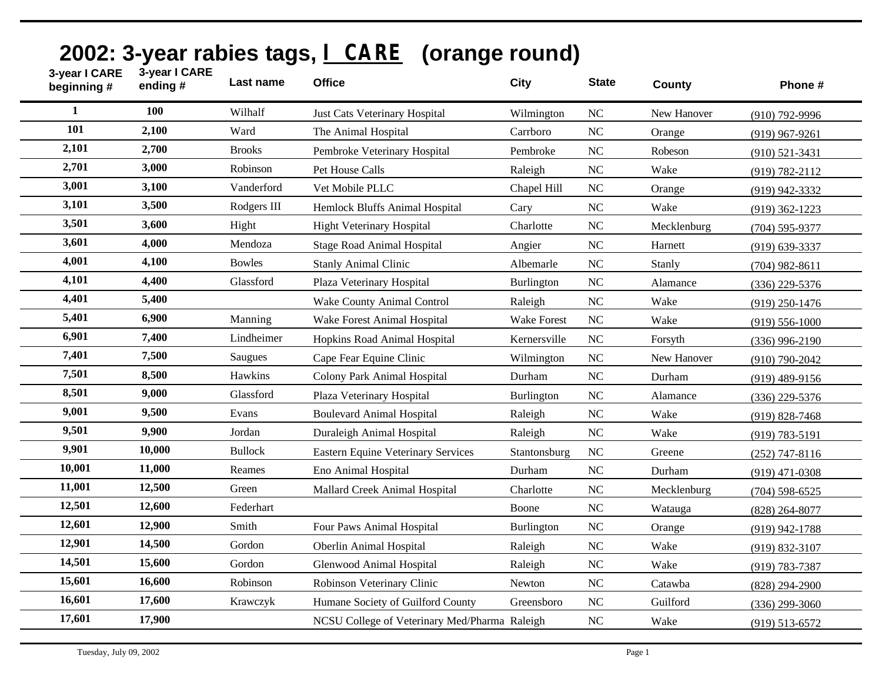# 2002: 3-year rabies tags, I CARE (orange round)

| 3-year I CARE beginning # | 3-year I CARE ending # | Last name | Office | City | State | County | Phone # |
|---|---|---|---|---|---|---|---|
| 1 | 100 | Wilhalf | Just Cats Veterinary Hospital | Wilmington | NC | New Hanover | (910) 792-9996 |
| 101 | 2,100 | Ward | The Animal Hospital | Carrboro | NC | Orange | (919) 967-9261 |
| 2,101 | 2,700 | Brooks | Pembroke Veterinary Hospital | Pembroke | NC | Robeson | (910) 521-3431 |
| 2,701 | 3,000 | Robinson | Pet House Calls | Raleigh | NC | Wake | (919) 782-2112 |
| 3,001 | 3,100 | Vanderford | Vet Mobile PLLC | Chapel Hill | NC | Orange | (919) 942-3332 |
| 3,101 | 3,500 | Rodgers III | Hemlock Bluffs Animal Hospital | Cary | NC | Wake | (919) 362-1223 |
| 3,501 | 3,600 | Hight | Hight Veterinary Hospital | Charlotte | NC | Mecklenburg | (704) 595-9377 |
| 3,601 | 4,000 | Mendoza | Stage Road Animal Hospital | Angier | NC | Harnett | (919) 639-3337 |
| 4,001 | 4,100 | Bowles | Stanly Animal Clinic | Albemarle | NC | Stanly | (704) 982-8611 |
| 4,101 | 4,400 | Glassford | Plaza Veterinary Hospital | Burlington | NC | Alamance | (336) 229-5376 |
| 4,401 | 5,400 | | Wake County Animal Control | Raleigh | NC | Wake | (919) 250-1476 |
| 5,401 | 6,900 | Manning | Wake Forest Animal Hospital | Wake Forest | NC | Wake | (919) 556-1000 |
| 6,901 | 7,400 | Lindheimer | Hopkins Road Animal Hospital | Kernersville | NC | Forsyth | (336) 996-2190 |
| 7,401 | 7,500 | Saugues | Cape Fear Equine Clinic | Wilmington | NC | New Hanover | (910) 790-2042 |
| 7,501 | 8,500 | Hawkins | Colony Park Animal Hospital | Durham | NC | Durham | (919) 489-9156 |
| 8,501 | 9,000 | Glassford | Plaza Veterinary Hospital | Burlington | NC | Alamance | (336) 229-5376 |
| 9,001 | 9,500 | Evans | Boulevard Animal Hospital | Raleigh | NC | Wake | (919) 828-7468 |
| 9,501 | 9,900 | Jordan | Duraleigh Animal Hospital | Raleigh | NC | Wake | (919) 783-5191 |
| 9,901 | 10,000 | Bullock | Eastern Equine Veterinary Services | Stantonsburg | NC | Greene | (252) 747-8116 |
| 10,001 | 11,000 | Reames | Eno Animal Hospital | Durham | NC | Durham | (919) 471-0308 |
| 11,001 | 12,500 | Green | Mallard Creek Animal Hospital | Charlotte | NC | Mecklenburg | (704) 598-6525 |
| 12,501 | 12,600 | Federhart | | Boone | NC | Watauga | (828) 264-8077 |
| 12,601 | 12,900 | Smith | Four Paws Animal Hospital | Burlington | NC | Orange | (919) 942-1788 |
| 12,901 | 14,500 | Gordon | Oberlin Animal Hospital | Raleigh | NC | Wake | (919) 832-3107 |
| 14,501 | 15,600 | Gordon | Glenwood Animal Hospital | Raleigh | NC | Wake | (919) 783-7387 |
| 15,601 | 16,600 | Robinson | Robinson Veterinary Clinic | Newton | NC | Catawba | (828) 294-2900 |
| 16,601 | 17,600 | Krawczyk | Humane Society of Guilford County | Greensboro | NC | Guilford | (336) 299-3060 |
| 17,601 | 17,900 | | NCSU College of Veterinary Med/Pharma | Raleigh | NC | Wake | (919) 513-6572 |

Tuesday, July 09, 2002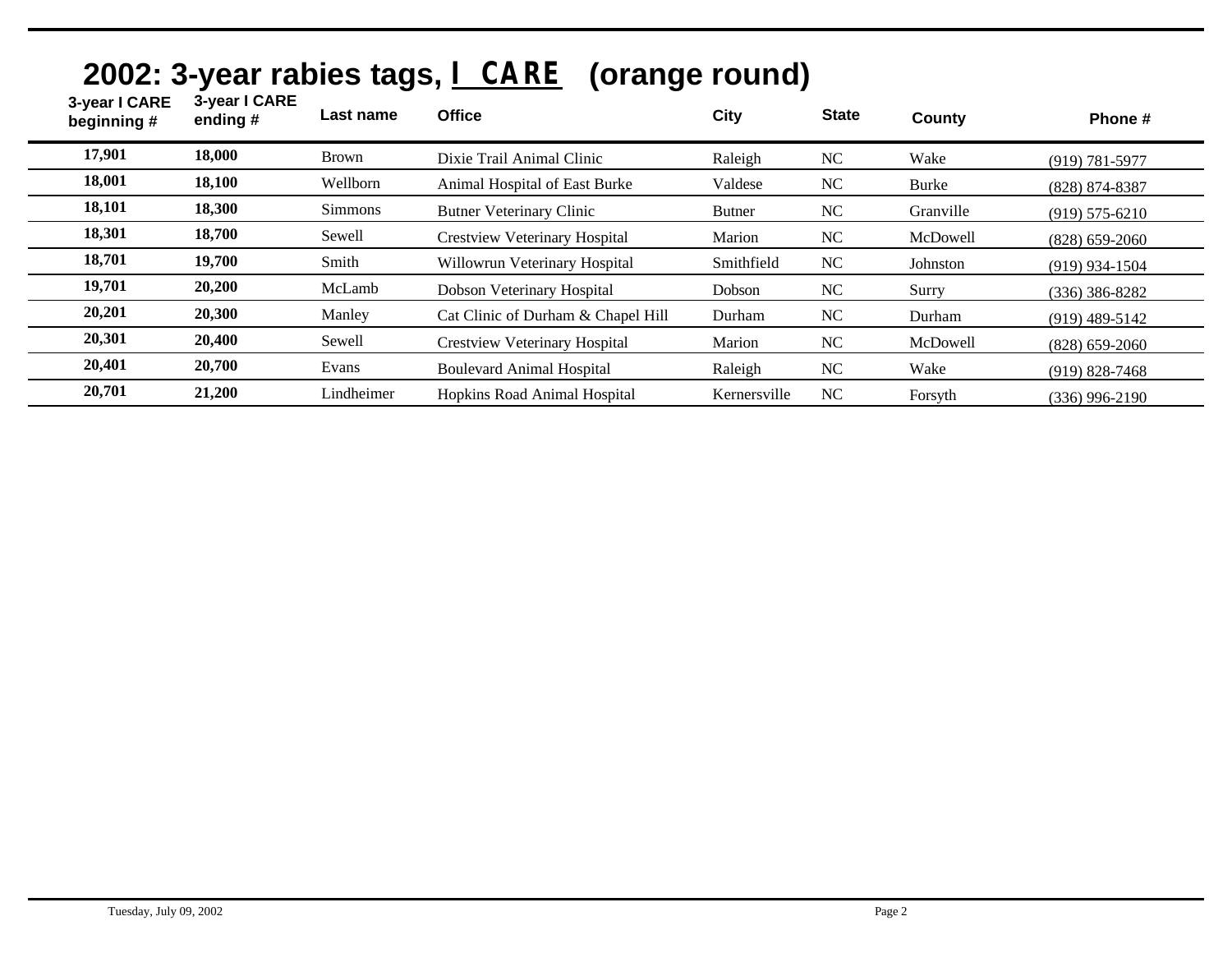## 2002: 3-year rabies tags, I CARE (orange round)

| 3-year I CARE beginning # | 3-year I CARE ending # | Last name | Office | City | State | County | Phone # |
|---|---|---|---|---|---|---|---|
| **17,901** | **18,000** | Brown | Dixie Trail Animal Clinic | Raleigh | NC | Wake | (919) 781-5977 |
| **18,001** | **18,100** | Wellborn | Animal Hospital of East Burke | Valdese | NC | Burke | (828) 874-8387 |
| **18,101** | **18,300** | Simmons | Butner Veterinary Clinic | Butner | NC | Granville | (919) 575-6210 |
| **18,301** | **18,700** | Sewell | Crestview Veterinary Hospital | Marion | NC | McDowell | (828) 659-2060 |
| **18,701** | **19,700** | Smith | Willowrun Veterinary Hospital | Smithfield | NC | Johnston | (919) 934-1504 |
| **19,701** | **20,200** | McLamb | Dobson Veterinary Hospital | Dobson | NC | Surry | (336) 386-8282 |
| **20,201** | **20,300** | Manley | Cat Clinic of Durham & Chapel Hill | Durham | NC | Durham | (919) 489-5142 |
| **20,301** | **20,400** | Sewell | Crestview Veterinary Hospital | Marion | NC | McDowell | (828) 659-2060 |
| **20,401** | **20,700** | Evans | Boulevard Animal Hospital | Raleigh | NC | Wake | (919) 828-7468 |
| **20,701** | **21,200** | Lindheimer | Hopkins Road Animal Hospital | Kernersville | NC | Forsyth | (336) 996-2190 |